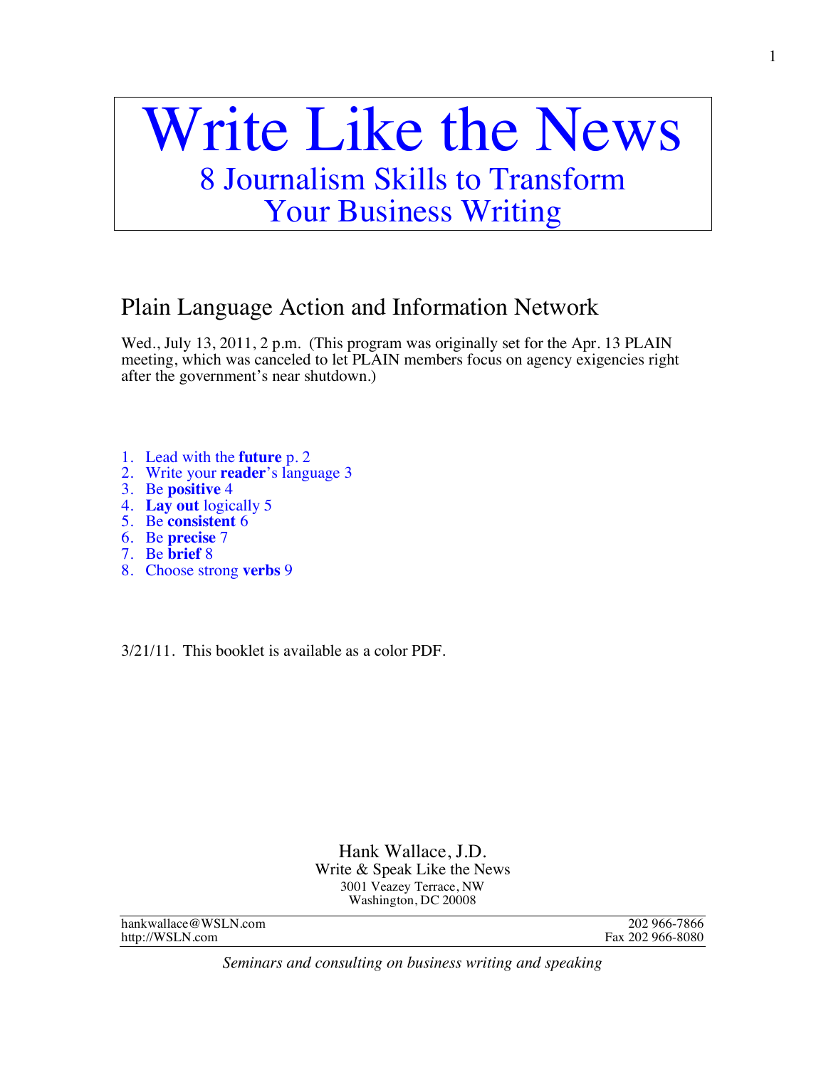# Write Like the News

## 8 Journalism Skills to Transform Your Business Writing

## Plain Language Action and Information Network

Wed., July 13, 2011, 2 p.m. (This program was originally set for the Apr. 13 PLAIN meeting, which was canceled to let PLAIN members focus on agency exigencies right after the government's near shutdown.)

1. Lead with the **future** p. 2
2. Write your **reader**'s language 3
3. Be **positive** 4
4. **Lay out** logically 5
5. Be **consistent** 6
6. Be **precise** 7
7. Be **brief** 8
8. Choose strong **verbs** 9

3/21/11. This booklet is available as a color PDF.

Hank Wallace, J.D.
Write & Speak Like the News
3001 Veazey Terrace, NW
Washington, DC 20008

hankwallace@WSLN.com
http://WSLN.com

202 966-7866
Fax 202 966-8080

*Seminars and consulting on business writing and speaking*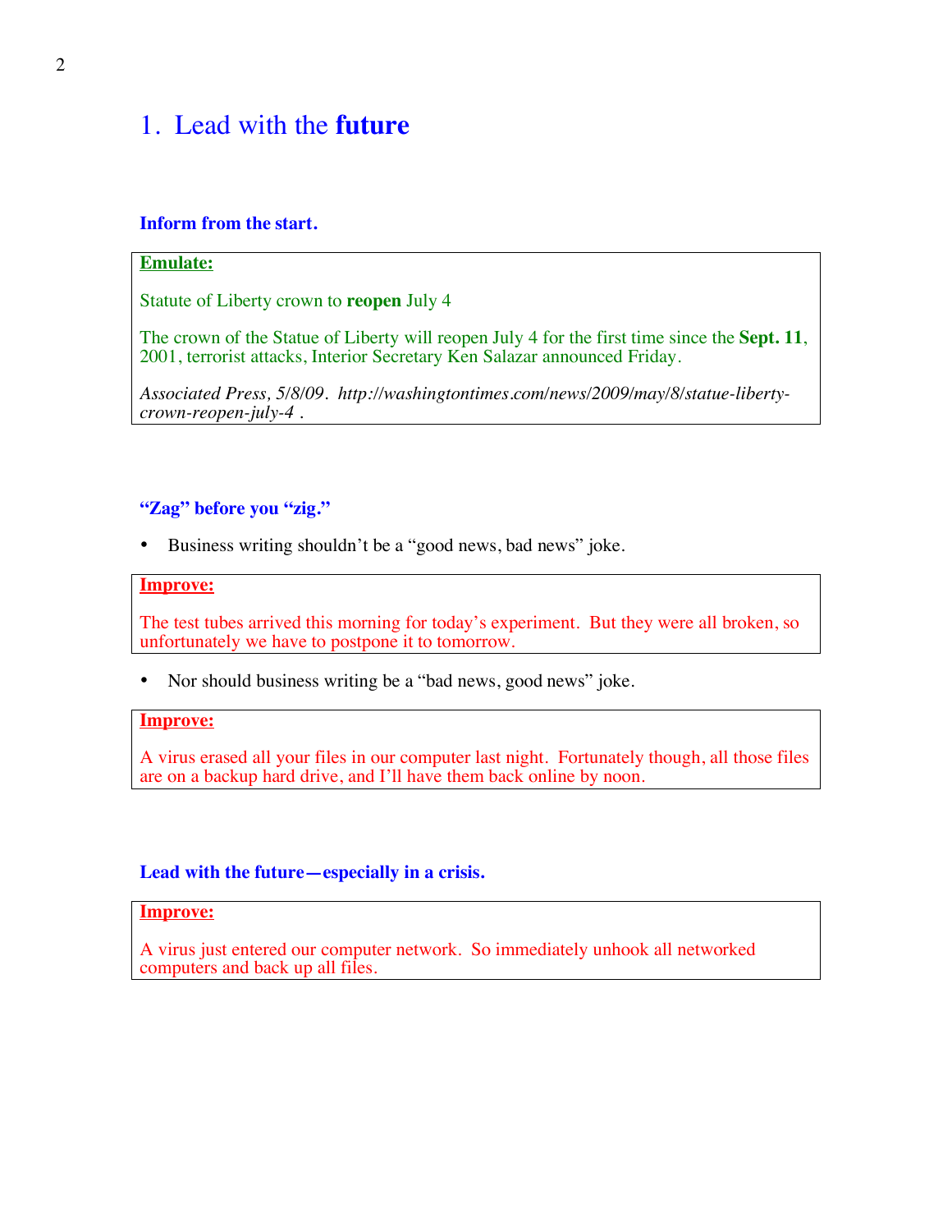# 1. Lead with the **future**

### Inform from the start.

> **Emulate:**
>
> Statute of Liberty crown to **reopen** July 4
>
> The crown of the Statue of Liberty will reopen July 4 for the first time since the **Sept. 11**, 2001, terrorist attacks, Interior Secretary Ken Salazar announced Friday.
>
> *Associated Press, 5/8/09. http://washingtontimes.com/news/2009/may/8/statue-liberty-crown-reopen-july-4 .*

### "Zag" before you "zig."

- Business writing shouldn't be a "good news, bad news" joke.

> **Improve:**
>
> The test tubes arrived this morning for today's experiment. But they were all broken, so unfortunately we have to postpone it to tomorrow.

- Nor should business writing be a "bad news, good news" joke.

> **Improve:**
>
> A virus erased all your files in our computer last night. Fortunately though, all those files are on a backup hard drive, and I'll have them back online by noon.

### Lead with the future—especially in a crisis.

> **Improve:**
>
> A virus just entered our computer network. So immediately unhook all networked computers and back up all files.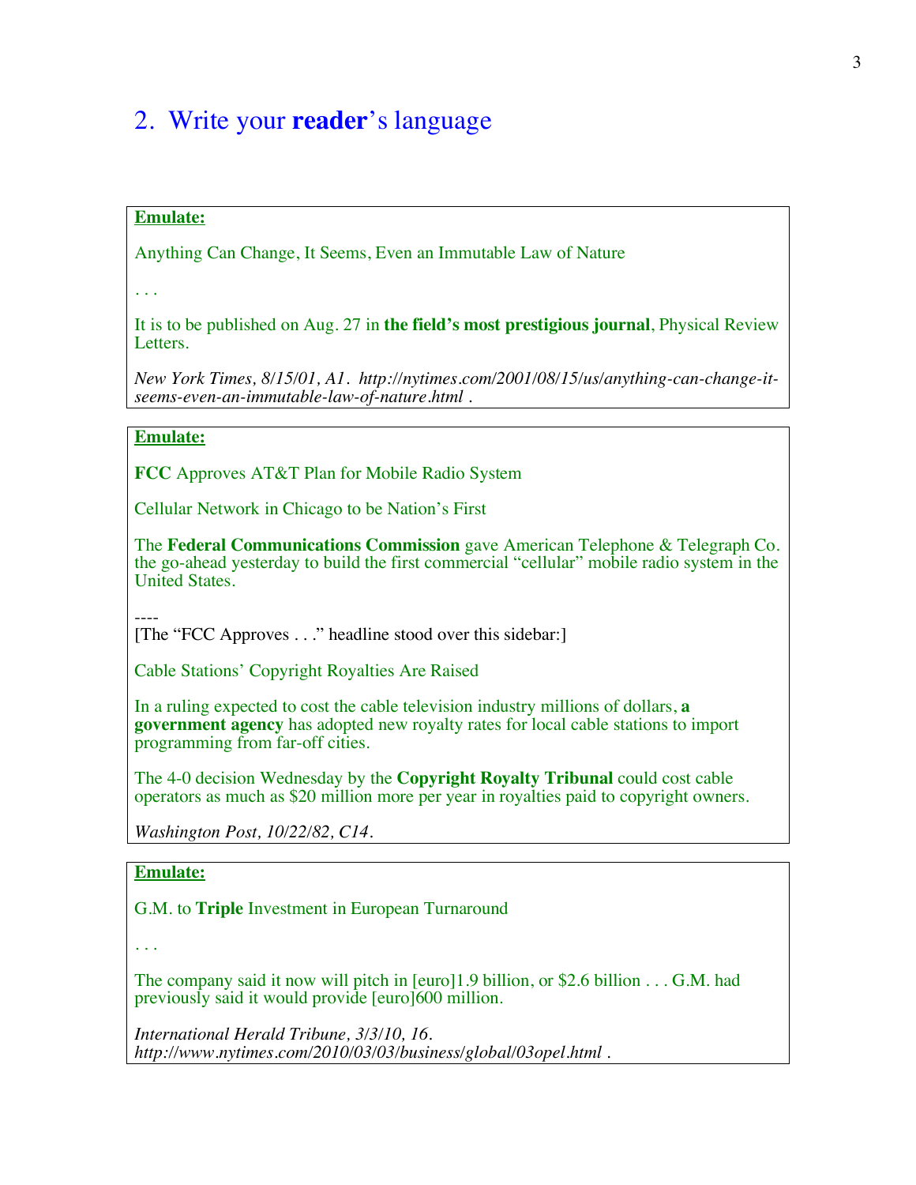## 2. Write your **reader**'s language

**Emulate:**

Anything Can Change, It Seems, Even an Immutable Law of Nature

. . .

It is to be published on Aug. 27 in **the field's most prestigious journal**, Physical Review Letters.

*New York Times, 8/15/01, A1. http://nytimes.com/2001/08/15/us/anything-can-change-it-seems-even-an-immutable-law-of-nature.html .*

**Emulate:**

**FCC** Approves AT&T Plan for Mobile Radio System

Cellular Network in Chicago to be Nation's First

The **Federal Communications Commission** gave American Telephone & Telegraph Co. the go-ahead yesterday to build the first commercial "cellular" mobile radio system in the United States.

----

[The "FCC Approves . . ." headline stood over this sidebar:]

Cable Stations' Copyright Royalties Are Raised

In a ruling expected to cost the cable television industry millions of dollars, **a government agency** has adopted new royalty rates for local cable stations to import programming from far-off cities.

The 4-0 decision Wednesday by the **Copyright Royalty Tribunal** could cost cable operators as much as $20 million more per year in royalties paid to copyright owners.

*Washington Post, 10/22/82, C14.*

**Emulate:**

G.M. to **Triple** Investment in European Turnaround

. . .

The company said it now will pitch in [euro]1.9 billion, or $2.6 billion . . . G.M. had previously said it would provide [euro]600 million.

*International Herald Tribune, 3/3/10, 16. http://www.nytimes.com/2010/03/03/business/global/03opel.html .*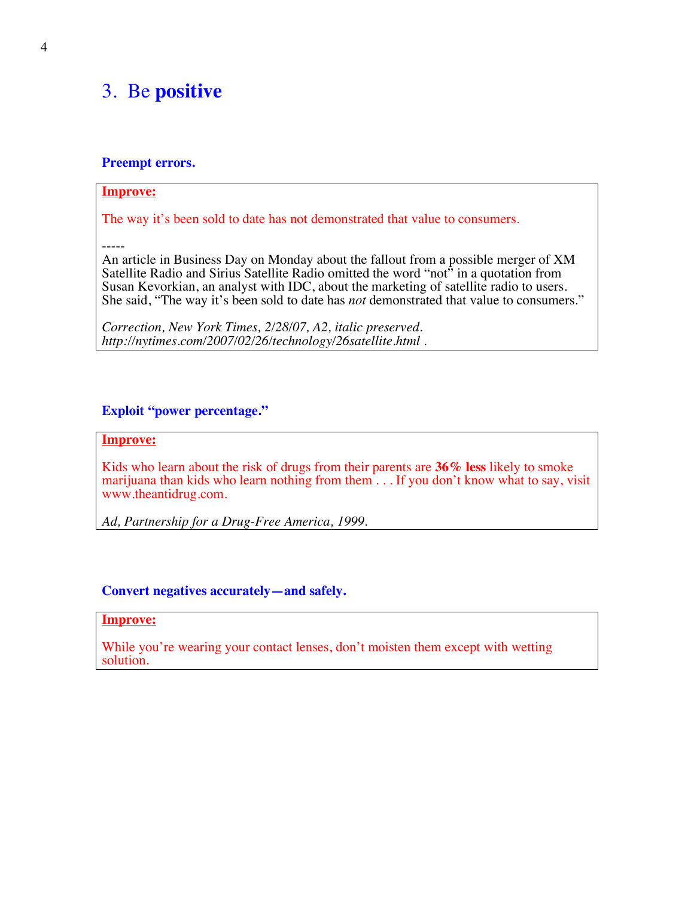# 3. Be **positive**

### Preempt errors.

**Improve:**

The way it's been sold to date has not demonstrated that value to consumers.

-----

An article in Business Day on Monday about the fallout from a possible merger of XM Satellite Radio and Sirius Satellite Radio omitted the word "not" in a quotation from Susan Kevorkian, an analyst with IDC, about the marketing of satellite radio to users. She said, "The way it's been sold to date has *not* demonstrated that value to consumers."

*Correction, New York Times, 2/28/07, A2, italic preserved.*
*http://nytimes.com/2007/02/26/technology/26satellite.html* .

### Exploit "power percentage."

**Improve:**

Kids who learn about the risk of drugs from their parents are **36% less** likely to smoke marijuana than kids who learn nothing from them . . . If you don't know what to say, visit www.theantidrug.com.

*Ad, Partnership for a Drug-Free America, 1999.*

### Convert negatives accurately—and safely.

**Improve:**

While you're wearing your contact lenses, don't moisten them except with wetting solution.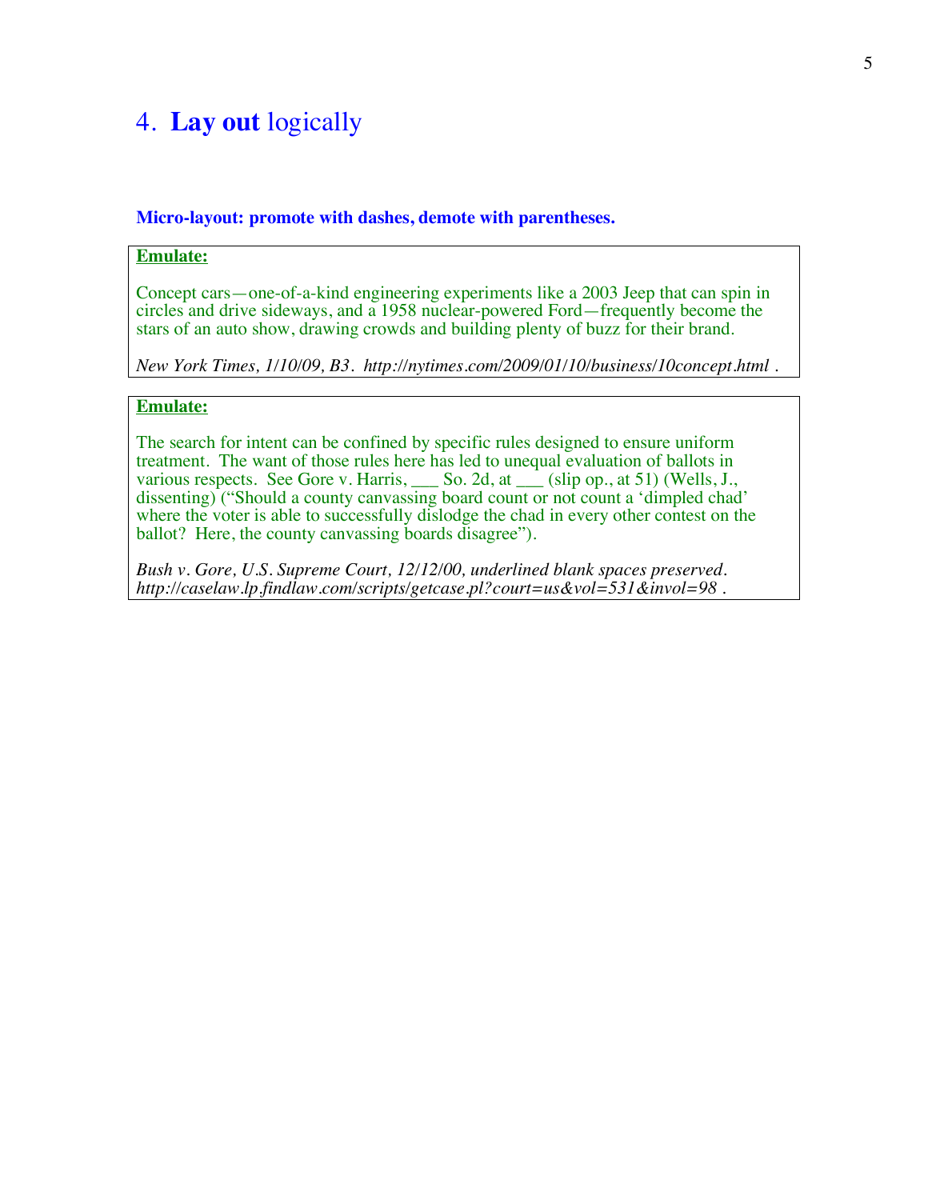# 4. **Lay out** logically

**Micro-layout: promote with dashes, demote with parentheses.**

**Emulate:**

Concept cars—one-of-a-kind engineering experiments like a 2003 Jeep that can spin in circles and drive sideways, and a 1958 nuclear-powered Ford—frequently become the stars of an auto show, drawing crowds and building plenty of buzz for their brand.

*New York Times, 1/10/09, B3. http://nytimes.com/2009/01/10/business/10concept.html .*

**Emulate:**

The search for intent can be confined by specific rules designed to ensure uniform treatment. The want of those rules here has led to unequal evaluation of ballots in various respects. See Gore v. Harris, ___ So. 2d, at ___ (slip op., at 51) (Wells, J., dissenting) ("Should a county canvassing board count or not count a 'dimpled chad' where the voter is able to successfully dislodge the chad in every other contest on the ballot? Here, the county canvassing boards disagree").

*Bush v. Gore, U.S. Supreme Court, 12/12/00, underlined blank spaces preserved. http://caselaw.lp.findlaw.com/scripts/getcase.pl?court=us&vol=531&invol=98 .*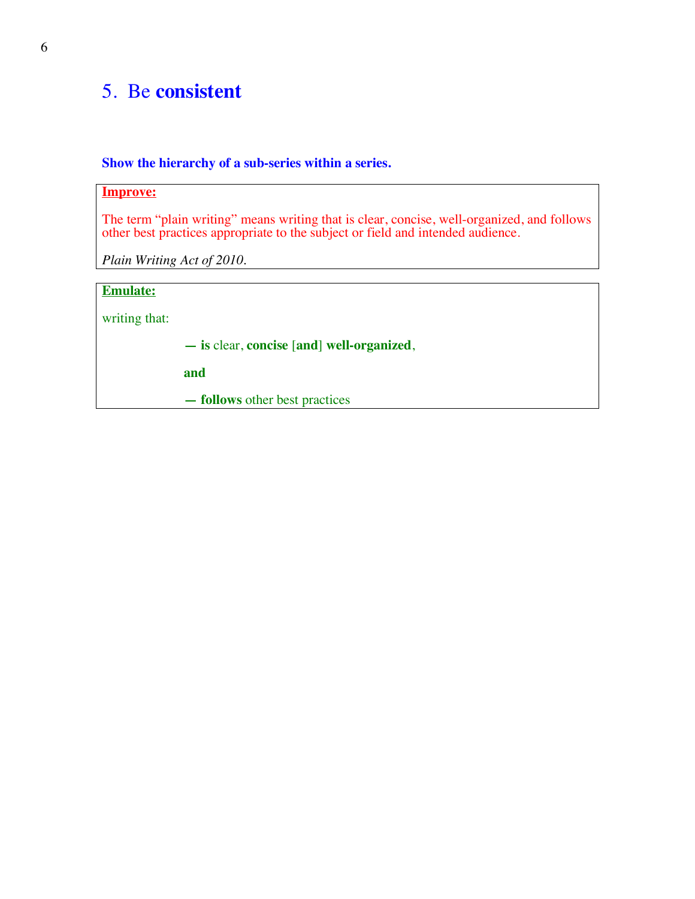## 5. Be **consistent**

**Show the hierarchy of a sub-series within a series.**

**Improve:**

The term “plain writing” means writing that is clear, concise, well-organized, and follows other best practices appropriate to the subject or field and intended audience.

*Plain Writing Act of 2010.*

**Emulate:**

writing that:

— **is** clear, **concise** [**and**] **well-organized**,

**and**

— **follows** other best practices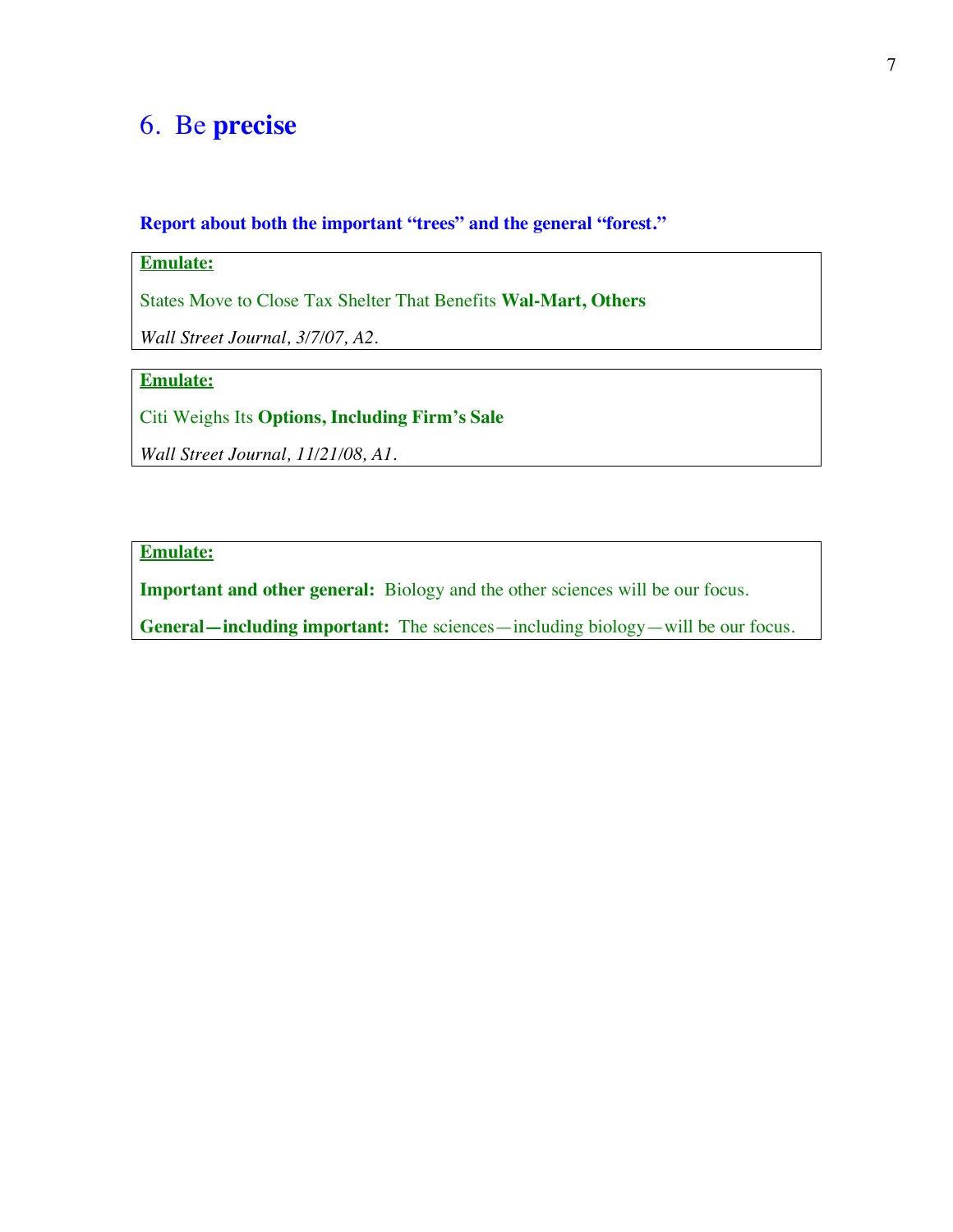# 6. Be **precise**

**Report about both the important "trees" and the general "forest."**

**Emulate:**

States Move to Close Tax Shelter That Benefits **Wal-Mart, Others**

*Wall Street Journal, 3/7/07, A2.*

**Emulate:**

Citi Weighs Its **Options, Including Firm's Sale**

*Wall Street Journal, 11/21/08, A1.*

**Emulate:**

**Important and other general:** Biology and the other sciences will be our focus.

**General—including important:** The sciences—including biology—will be our focus.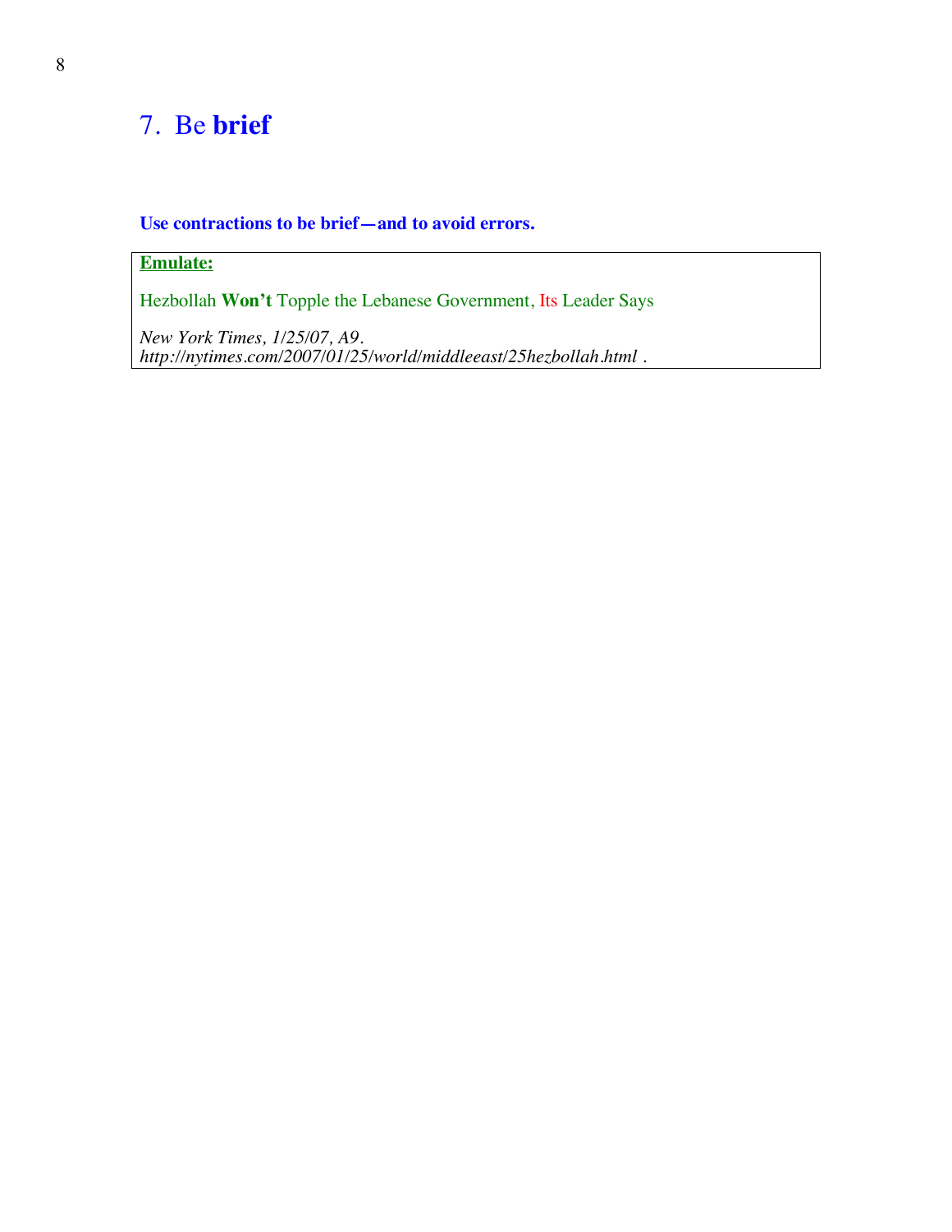# 7. Be **brief**

**Use contractions to be brief—and to avoid errors.**

**Emulate:**

Hezbollah **Won't** Topple the Lebanese Government, Its Leader Says

*New York Times, 1/25/07, A9.*
*http://nytimes.com/2007/01/25/world/middleeast/25hezbollah.html* .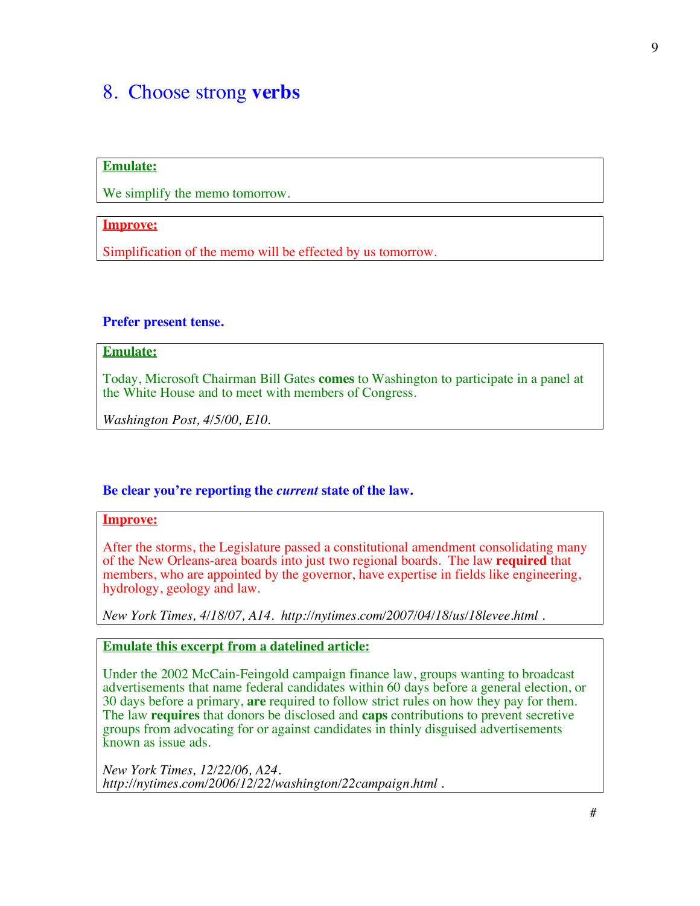## 8. Choose strong **verbs**

> **Emulate:**
>
> We simplify the memo tomorrow.

> **Improve:**
>
> Simplification of the memo will be effected by us tomorrow.

**Prefer present tense.**

> **Emulate:**
>
> Today, Microsoft Chairman Bill Gates **comes** to Washington to participate in a panel at the White House and to meet with members of Congress.
>
> *Washington Post, 4/5/00, E10.*

**Be clear you're reporting the *current* state of the law.**

> **Improve:**
>
> After the storms, the Legislature passed a constitutional amendment consolidating many of the New Orleans-area boards into just two regional boards. The law **required** that members, who are appointed by the governor, have expertise in fields like engineering, hydrology, geology and law.
>
> *New York Times, 4/18/07, A14. http://nytimes.com/2007/04/18/us/18levee.html .*

> **Emulate this excerpt from a datelined article:**
>
> Under the 2002 McCain-Feingold campaign finance law, groups wanting to broadcast advertisements that name federal candidates within 60 days before a general election, or 30 days before a primary, **are** required to follow strict rules on how they pay for them. The law **requires** that donors be disclosed and **caps** contributions to prevent secretive groups from advocating for or against candidates in thinly disguised advertisements known as issue ads.
>
> *New York Times, 12/22/06, A24. http://nytimes.com/2006/12/22/washington/22campaign.html .*

#